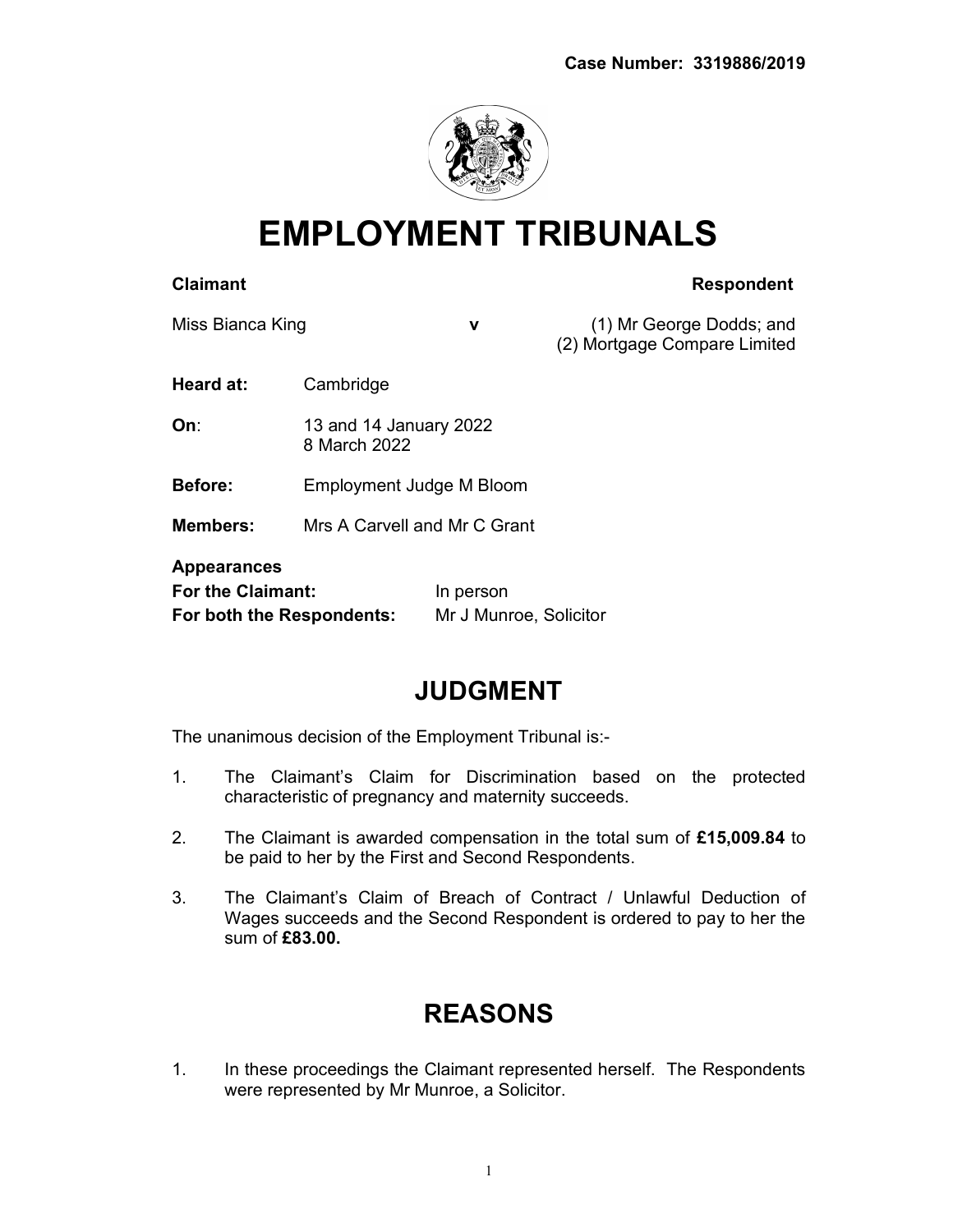**Case Number: 3319886/2019**

# EMPLOYMENT TRIBUNALS

| **Claimant** | | **Respondent** |
|---|---|---|
| Miss Bianca King | **v** | (1) Mr George Dodds; and (2) Mortgage Compare Limited |

**Heard at:** Cambridge

**On:** 13 and 14 January 2022
8 March 2022

**Before:** Employment Judge M Bloom

**Members:** Mrs A Carvell and Mr C Grant

**Appearances**
**For the Claimant:** In person
**For both the Respondents:** Mr J Munroe, Solicitor

## JUDGMENT

The unanimous decision of the Employment Tribunal is:-

1. The Claimant's Claim for Discrimination based on the protected characteristic of pregnancy and maternity succeeds.

2. The Claimant is awarded compensation in the total sum of **£15,009.84** to be paid to her by the First and Second Respondents.

3. The Claimant's Claim of Breach of Contract / Unlawful Deduction of Wages succeeds and the Second Respondent is ordered to pay to her the sum of **£83.00.**

## REASONS

1. In these proceedings the Claimant represented herself. The Respondents were represented by Mr Munroe, a Solicitor.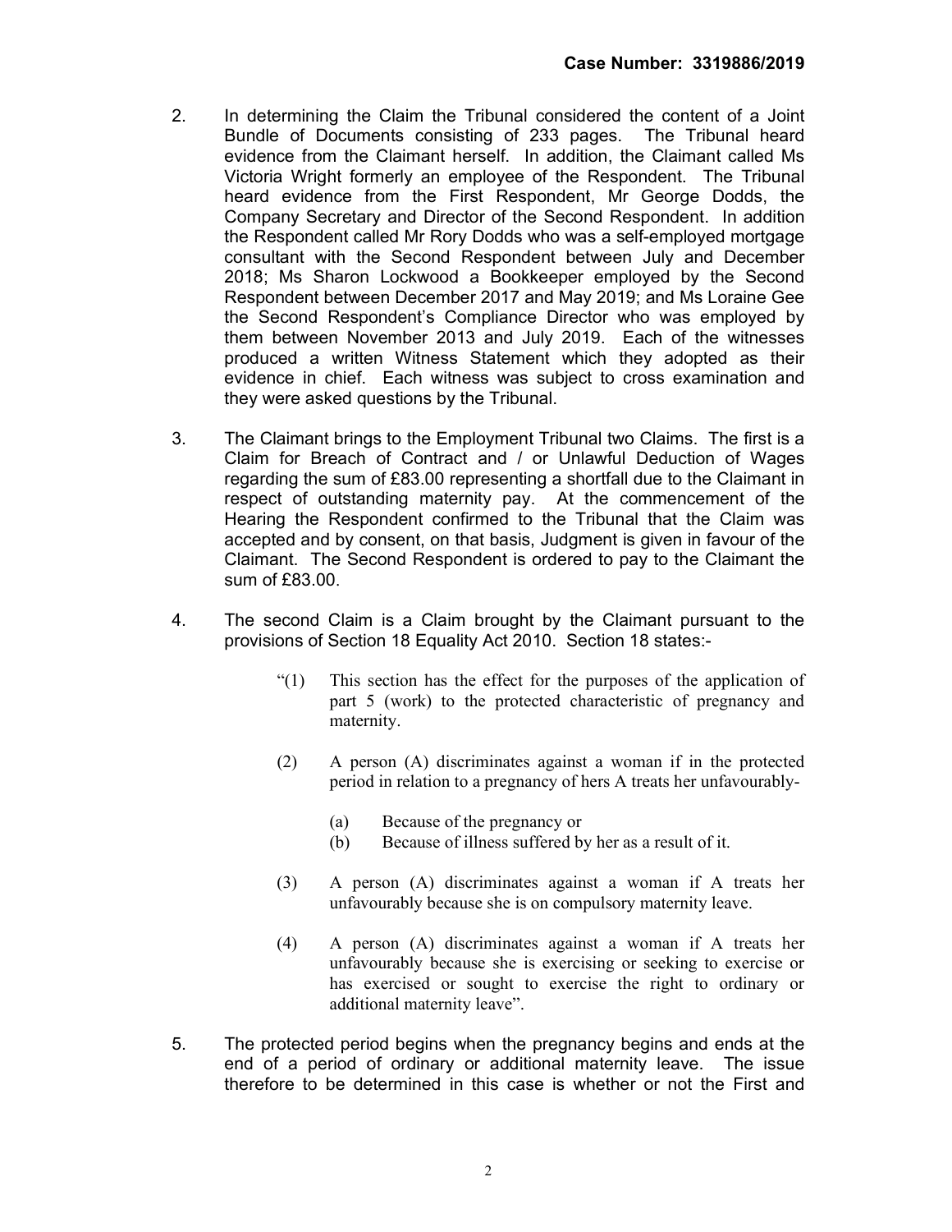**Case Number: 3319886/2019**

2. In determining the Claim the Tribunal considered the content of a Joint Bundle of Documents consisting of 233 pages. The Tribunal heard evidence from the Claimant herself. In addition, the Claimant called Ms Victoria Wright formerly an employee of the Respondent. The Tribunal heard evidence from the First Respondent, Mr George Dodds, the Company Secretary and Director of the Second Respondent. In addition the Respondent called Mr Rory Dodds who was a self-employed mortgage consultant with the Second Respondent between July and December 2018; Ms Sharon Lockwood a Bookkeeper employed by the Second Respondent between December 2017 and May 2019; and Ms Loraine Gee the Second Respondent's Compliance Director who was employed by them between November 2013 and July 2019. Each of the witnesses produced a written Witness Statement which they adopted as their evidence in chief. Each witness was subject to cross examination and they were asked questions by the Tribunal.

3. The Claimant brings to the Employment Tribunal two Claims. The first is a Claim for Breach of Contract and / or Unlawful Deduction of Wages regarding the sum of £83.00 representing a shortfall due to the Claimant in respect of outstanding maternity pay. At the commencement of the Hearing the Respondent confirmed to the Tribunal that the Claim was accepted and by consent, on that basis, Judgment is given in favour of the Claimant. The Second Respondent is ordered to pay to the Claimant the sum of £83.00.

4. The second Claim is a Claim brought by the Claimant pursuant to the provisions of Section 18 Equality Act 2010. Section 18 states:-

   > "(1) This section has the effect for the purposes of the application of part 5 (work) to the protected characteristic of pregnancy and maternity.
   >
   > (2) A person (A) discriminates against a woman if in the protected period in relation to a pregnancy of hers A treats her unfavourably-
   >
   > (a) Because of the pregnancy or
   > (b) Because of illness suffered by her as a result of it.
   >
   > (3) A person (A) discriminates against a woman if A treats her unfavourably because she is on compulsory maternity leave.
   >
   > (4) A person (A) discriminates against a woman if A treats her unfavourably because she is exercising or seeking to exercise or has exercised or sought to exercise the right to ordinary or additional maternity leave".

5. The protected period begins when the pregnancy begins and ends at the end of a period of ordinary or additional maternity leave. The issue therefore to be determined in this case is whether or not the First and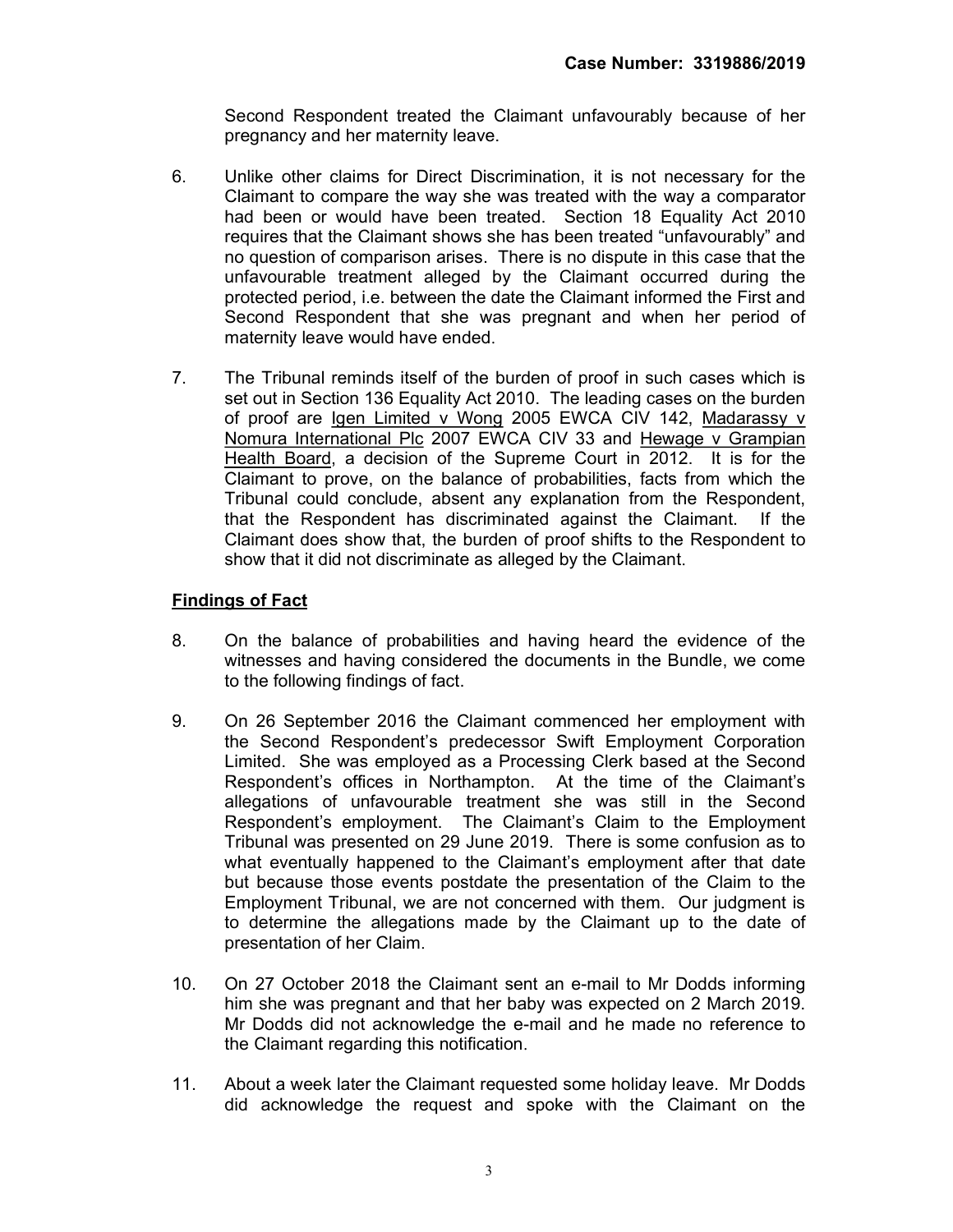Second Respondent treated the Claimant unfavourably because of her pregnancy and her maternity leave.

6. Unlike other claims for Direct Discrimination, it is not necessary for the Claimant to compare the way she was treated with the way a comparator had been or would have been treated. Section 18 Equality Act 2010 requires that the Claimant shows she has been treated "unfavourably" and no question of comparison arises. There is no dispute in this case that the unfavourable treatment alleged by the Claimant occurred during the protected period, i.e. between the date the Claimant informed the First and Second Respondent that she was pregnant and when her period of maternity leave would have ended.

7. The Tribunal reminds itself of the burden of proof in such cases which is set out in Section 136 Equality Act 2010. The leading cases on the burden of proof are <u>Igen Limited v Wong</u> 2005 EWCA CIV 142, <u>Madarassy v Nomura International Plc</u> 2007 EWCA CIV 33 and <u>Hewage v Grampian Health Board</u>, a decision of the Supreme Court in 2012. It is for the Claimant to prove, on the balance of probabilities, facts from which the Tribunal could conclude, absent any explanation from the Respondent, that the Respondent has discriminated against the Claimant. If the Claimant does show that, the burden of proof shifts to the Respondent to show that it did not discriminate as alleged by the Claimant.

## Findings of Fact

8. On the balance of probabilities and having heard the evidence of the witnesses and having considered the documents in the Bundle, we come to the following findings of fact.

9. On 26 September 2016 the Claimant commenced her employment with the Second Respondent's predecessor Swift Employment Corporation Limited. She was employed as a Processing Clerk based at the Second Respondent's offices in Northampton. At the time of the Claimant's allegations of unfavourable treatment she was still in the Second Respondent's employment. The Claimant's Claim to the Employment Tribunal was presented on 29 June 2019. There is some confusion as to what eventually happened to the Claimant's employment after that date but because those events postdate the presentation of the Claim to the Employment Tribunal, we are not concerned with them. Our judgment is to determine the allegations made by the Claimant up to the date of presentation of her Claim.

10. On 27 October 2018 the Claimant sent an e-mail to Mr Dodds informing him she was pregnant and that her baby was expected on 2 March 2019. Mr Dodds did not acknowledge the e-mail and he made no reference to the Claimant regarding this notification.

11. About a week later the Claimant requested some holiday leave. Mr Dodds did acknowledge the request and spoke with the Claimant on the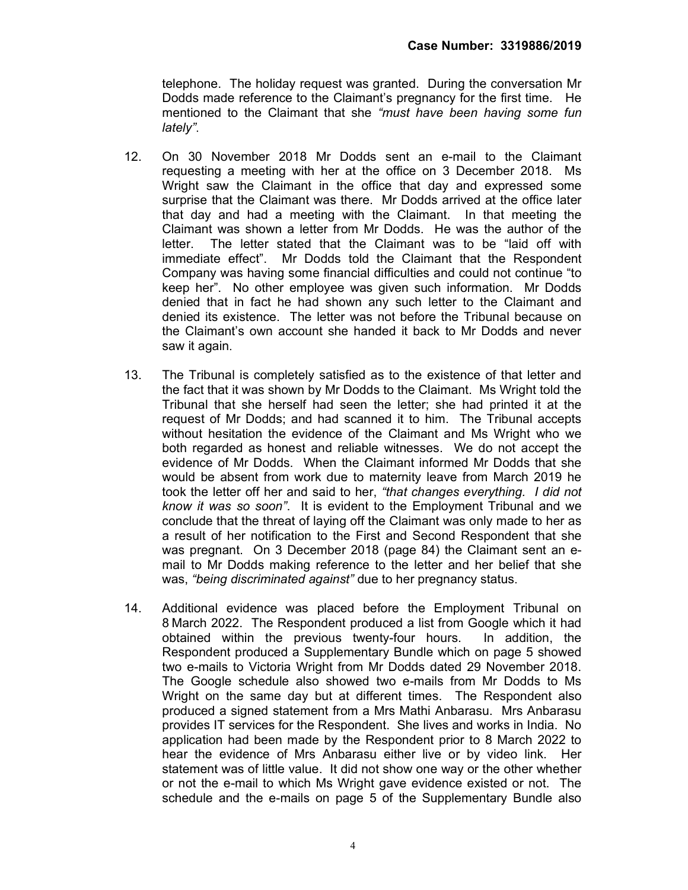telephone. The holiday request was granted. During the conversation Mr Dodds made reference to the Claimant's pregnancy for the first time. He mentioned to the Claimant that she *"must have been having some fun lately"*.

12. On 30 November 2018 Mr Dodds sent an e-mail to the Claimant requesting a meeting with her at the office on 3 December 2018. Ms Wright saw the Claimant in the office that day and expressed some surprise that the Claimant was there. Mr Dodds arrived at the office later that day and had a meeting with the Claimant. In that meeting the Claimant was shown a letter from Mr Dodds. He was the author of the letter. The letter stated that the Claimant was to be "laid off with immediate effect". Mr Dodds told the Claimant that the Respondent Company was having some financial difficulties and could not continue "to keep her". No other employee was given such information. Mr Dodds denied that in fact he had shown any such letter to the Claimant and denied its existence. The letter was not before the Tribunal because on the Claimant's own account she handed it back to Mr Dodds and never saw it again.

13. The Tribunal is completely satisfied as to the existence of that letter and the fact that it was shown by Mr Dodds to the Claimant. Ms Wright told the Tribunal that she herself had seen the letter; she had printed it at the request of Mr Dodds; and had scanned it to him. The Tribunal accepts without hesitation the evidence of the Claimant and Ms Wright who we both regarded as honest and reliable witnesses. We do not accept the evidence of Mr Dodds. When the Claimant informed Mr Dodds that she would be absent from work due to maternity leave from March 2019 he took the letter off her and said to her, *"that changes everything. I did not know it was so soon"*. It is evident to the Employment Tribunal and we conclude that the threat of laying off the Claimant was only made to her as a result of her notification to the First and Second Respondent that she was pregnant. On 3 December 2018 (page 84) the Claimant sent an e-mail to Mr Dodds making reference to the letter and her belief that she was, *"being discriminated against"* due to her pregnancy status.

14. Additional evidence was placed before the Employment Tribunal on 8 March 2022. The Respondent produced a list from Google which it had obtained within the previous twenty-four hours. In addition, the Respondent produced a Supplementary Bundle which on page 5 showed two e-mails to Victoria Wright from Mr Dodds dated 29 November 2018. The Google schedule also showed two e-mails from Mr Dodds to Ms Wright on the same day but at different times. The Respondent also produced a signed statement from a Mrs Mathi Anbarasu. Mrs Anbarasu provides IT services for the Respondent. She lives and works in India. No application had been made by the Respondent prior to 8 March 2022 to hear the evidence of Mrs Anbarasu either live or by video link. Her statement was of little value. It did not show one way or the other whether or not the e-mail to which Ms Wright gave evidence existed or not. The schedule and the e-mails on page 5 of the Supplementary Bundle also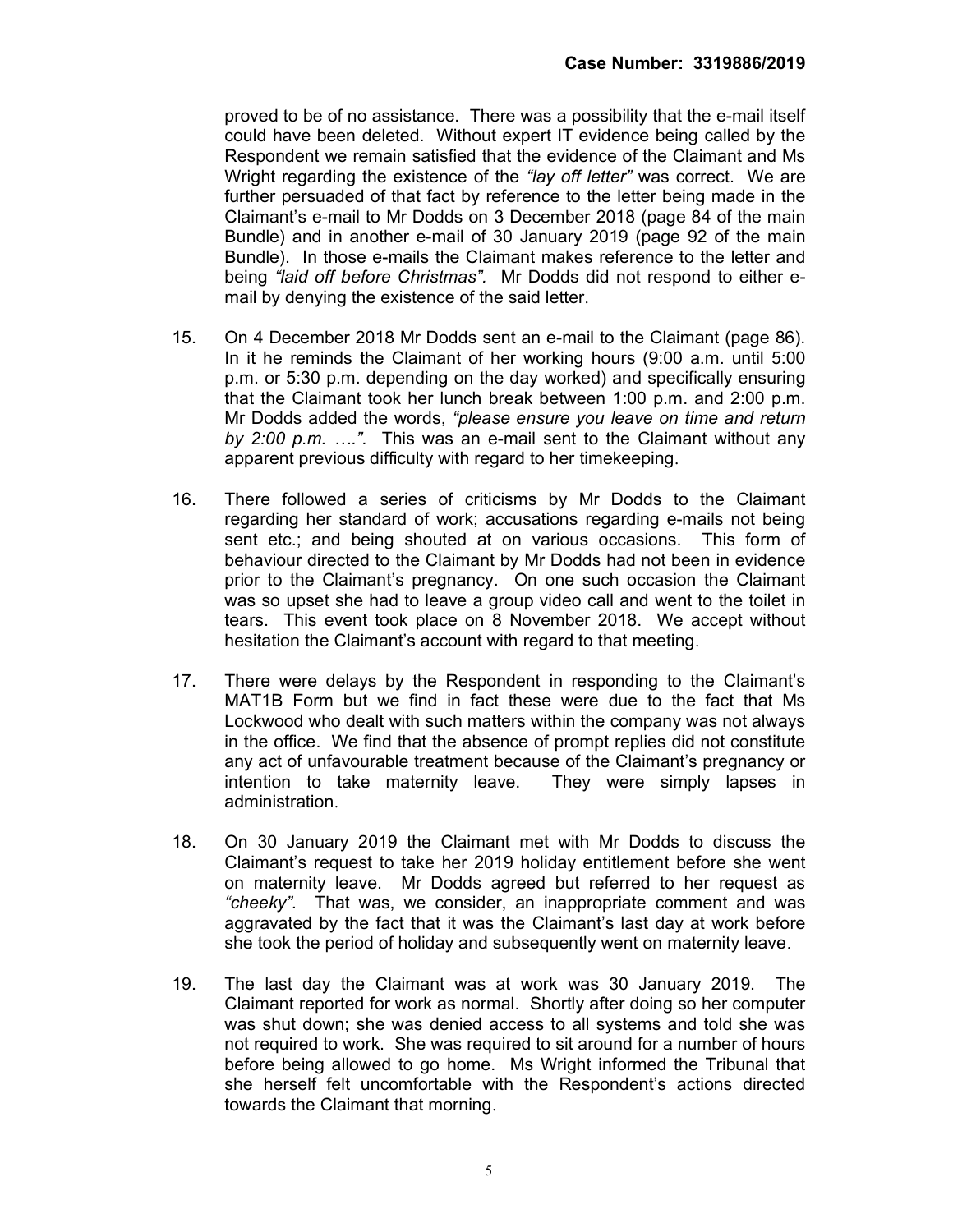proved to be of no assistance. There was a possibility that the e-mail itself could have been deleted. Without expert IT evidence being called by the Respondent we remain satisfied that the evidence of the Claimant and Ms Wright regarding the existence of the *"lay off letter"* was correct. We are further persuaded of that fact by reference to the letter being made in the Claimant's e-mail to Mr Dodds on 3 December 2018 (page 84 of the main Bundle) and in another e-mail of 30 January 2019 (page 92 of the main Bundle). In those e-mails the Claimant makes reference to the letter and being *"laid off before Christmas".* Mr Dodds did not respond to either e-mail by denying the existence of the said letter.

15. On 4 December 2018 Mr Dodds sent an e-mail to the Claimant (page 86). In it he reminds the Claimant of her working hours (9:00 a.m. until 5:00 p.m. or 5:30 p.m. depending on the day worked) and specifically ensuring that the Claimant took her lunch break between 1:00 p.m. and 2:00 p.m. Mr Dodds added the words, *"please ensure you leave on time and return by 2:00 p.m. ….".* This was an e-mail sent to the Claimant without any apparent previous difficulty with regard to her timekeeping.

16. There followed a series of criticisms by Mr Dodds to the Claimant regarding her standard of work; accusations regarding e-mails not being sent etc.; and being shouted at on various occasions. This form of behaviour directed to the Claimant by Mr Dodds had not been in evidence prior to the Claimant's pregnancy. On one such occasion the Claimant was so upset she had to leave a group video call and went to the toilet in tears. This event took place on 8 November 2018. We accept without hesitation the Claimant's account with regard to that meeting.

17. There were delays by the Respondent in responding to the Claimant's MAT1B Form but we find in fact these were due to the fact that Ms Lockwood who dealt with such matters within the company was not always in the office. We find that the absence of prompt replies did not constitute any act of unfavourable treatment because of the Claimant's pregnancy or intention to take maternity leave. They were simply lapses in administration.

18. On 30 January 2019 the Claimant met with Mr Dodds to discuss the Claimant's request to take her 2019 holiday entitlement before she went on maternity leave. Mr Dodds agreed but referred to her request as *"cheeky".* That was, we consider, an inappropriate comment and was aggravated by the fact that it was the Claimant's last day at work before she took the period of holiday and subsequently went on maternity leave.

19. The last day the Claimant was at work was 30 January 2019. The Claimant reported for work as normal. Shortly after doing so her computer was shut down; she was denied access to all systems and told she was not required to work. She was required to sit around for a number of hours before being allowed to go home. Ms Wright informed the Tribunal that she herself felt uncomfortable with the Respondent's actions directed towards the Claimant that morning.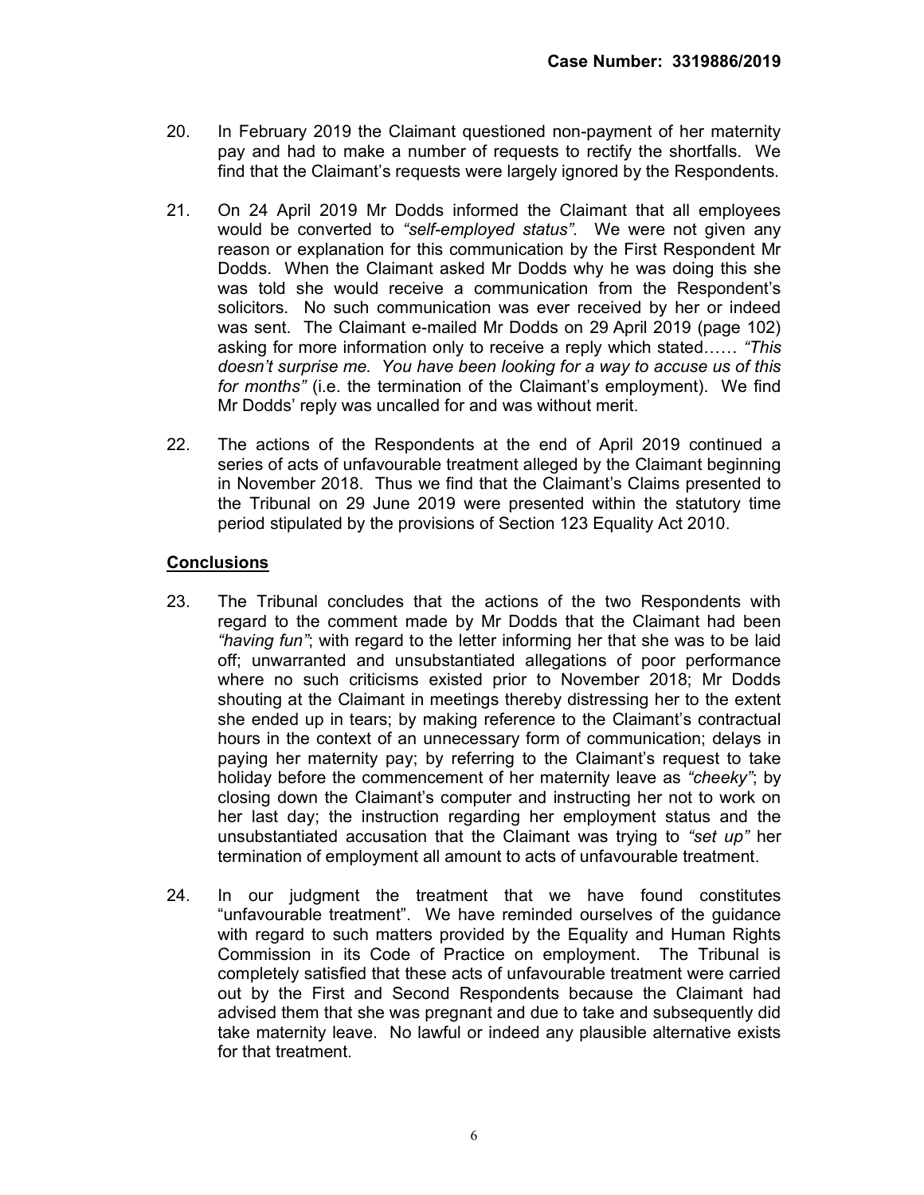20. In February 2019 the Claimant questioned non-payment of her maternity pay and had to make a number of requests to rectify the shortfalls. We find that the Claimant's requests were largely ignored by the Respondents.

21. On 24 April 2019 Mr Dodds informed the Claimant that all employees would be converted to *"self-employed status"*. We were not given any reason or explanation for this communication by the First Respondent Mr Dodds. When the Claimant asked Mr Dodds why he was doing this she was told she would receive a communication from the Respondent's solicitors. No such communication was ever received by her or indeed was sent. The Claimant e-mailed Mr Dodds on 29 April 2019 (page 102) asking for more information only to receive a reply which stated…… *"This doesn't surprise me. You have been looking for a way to accuse us of this for months"* (i.e. the termination of the Claimant's employment). We find Mr Dodds' reply was uncalled for and was without merit.

22. The actions of the Respondents at the end of April 2019 continued a series of acts of unfavourable treatment alleged by the Claimant beginning in November 2018. Thus we find that the Claimant's Claims presented to the Tribunal on 29 June 2019 were presented within the statutory time period stipulated by the provisions of Section 123 Equality Act 2010.

## Conclusions

23. The Tribunal concludes that the actions of the two Respondents with regard to the comment made by Mr Dodds that the Claimant had been *"having fun"*; with regard to the letter informing her that she was to be laid off; unwarranted and unsubstantiated allegations of poor performance where no such criticisms existed prior to November 2018; Mr Dodds shouting at the Claimant in meetings thereby distressing her to the extent she ended up in tears; by making reference to the Claimant's contractual hours in the context of an unnecessary form of communication; delays in paying her maternity pay; by referring to the Claimant's request to take holiday before the commencement of her maternity leave as *"cheeky"*; by closing down the Claimant's computer and instructing her not to work on her last day; the instruction regarding her employment status and the unsubstantiated accusation that the Claimant was trying to *"set up"* her termination of employment all amount to acts of unfavourable treatment.

24. In our judgment the treatment that we have found constitutes "unfavourable treatment". We have reminded ourselves of the guidance with regard to such matters provided by the Equality and Human Rights Commission in its Code of Practice on employment. The Tribunal is completely satisfied that these acts of unfavourable treatment were carried out by the First and Second Respondents because the Claimant had advised them that she was pregnant and due to take and subsequently did take maternity leave. No lawful or indeed any plausible alternative exists for that treatment.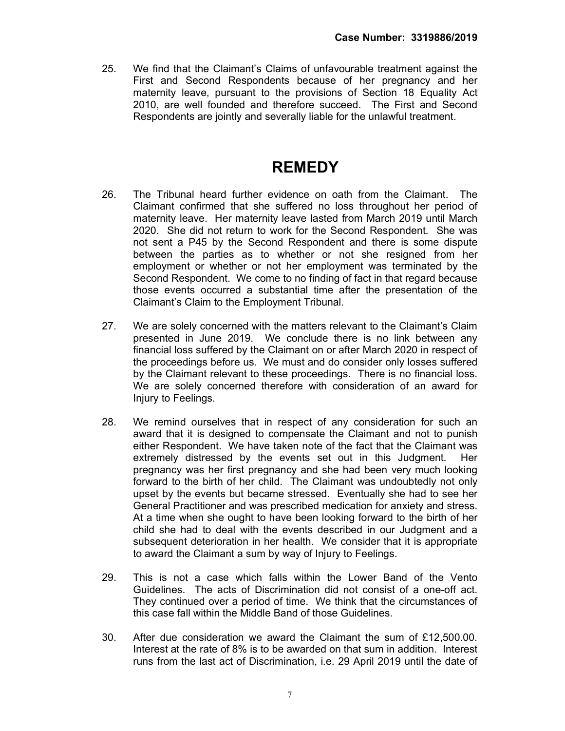25. We find that the Claimant's Claims of unfavourable treatment against the First and Second Respondents because of her pregnancy and her maternity leave, pursuant to the provisions of Section 18 Equality Act 2010, are well founded and therefore succeed. The First and Second Respondents are jointly and severally liable for the unlawful treatment.

# REMEDY

26. The Tribunal heard further evidence on oath from the Claimant. The Claimant confirmed that she suffered no loss throughout her period of maternity leave. Her maternity leave lasted from March 2019 until March 2020. She did not return to work for the Second Respondent. She was not sent a P45 by the Second Respondent and there is some dispute between the parties as to whether or not she resigned from her employment or whether or not her employment was terminated by the Second Respondent. We come to no finding of fact in that regard because those events occurred a substantial time after the presentation of the Claimant's Claim to the Employment Tribunal.

27. We are solely concerned with the matters relevant to the Claimant's Claim presented in June 2019. We conclude there is no link between any financial loss suffered by the Claimant on or after March 2020 in respect of the proceedings before us. We must and do consider only losses suffered by the Claimant relevant to these proceedings. There is no financial loss. We are solely concerned therefore with consideration of an award for Injury to Feelings.

28. We remind ourselves that in respect of any consideration for such an award that it is designed to compensate the Claimant and not to punish either Respondent. We have taken note of the fact that the Claimant was extremely distressed by the events set out in this Judgment. Her pregnancy was her first pregnancy and she had been very much looking forward to the birth of her child. The Claimant was undoubtedly not only upset by the events but became stressed. Eventually she had to see her General Practitioner and was prescribed medication for anxiety and stress. At a time when she ought to have been looking forward to the birth of her child she had to deal with the events described in our Judgment and a subsequent deterioration in her health. We consider that it is appropriate to award the Claimant a sum by way of Injury to Feelings.

29. This is not a case which falls within the Lower Band of the Vento Guidelines. The acts of Discrimination did not consist of a one-off act. They continued over a period of time. We think that the circumstances of this case fall within the Middle Band of those Guidelines.

30. After due consideration we award the Claimant the sum of £12,500.00. Interest at the rate of 8% is to be awarded on that sum in addition. Interest runs from the last act of Discrimination, i.e. 29 April 2019 until the date of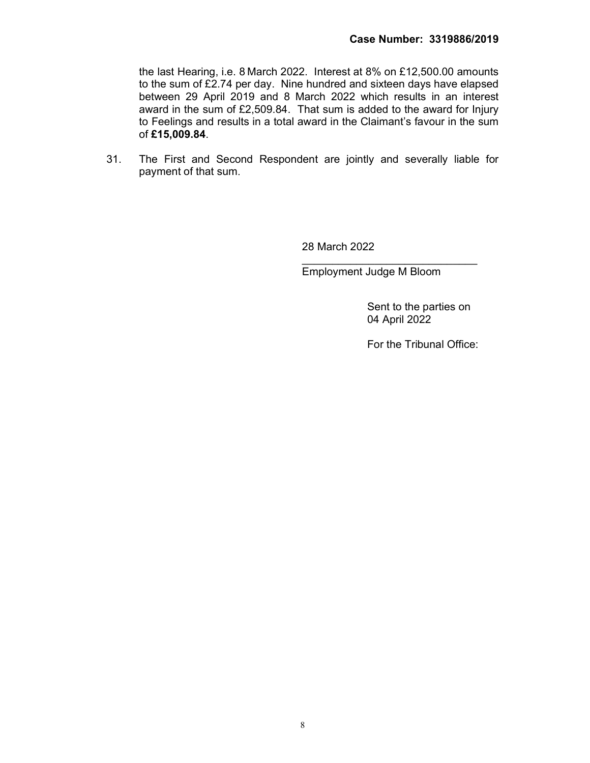the last Hearing, i.e. 8 March 2022. Interest at 8% on £12,500.00 amounts to the sum of £2.74 per day. Nine hundred and sixteen days have elapsed between 29 April 2019 and 8 March 2022 which results in an interest award in the sum of £2,509.84. That sum is added to the award for Injury to Feelings and results in a total award in the Claimant's favour in the sum of **£15,009.84**.

31. The First and Second Respondent are jointly and severally liable for payment of that sum.

28 March 2022

______________________________
Employment Judge M Bloom

Sent to the parties on
04 April 2022

For the Tribunal Office: